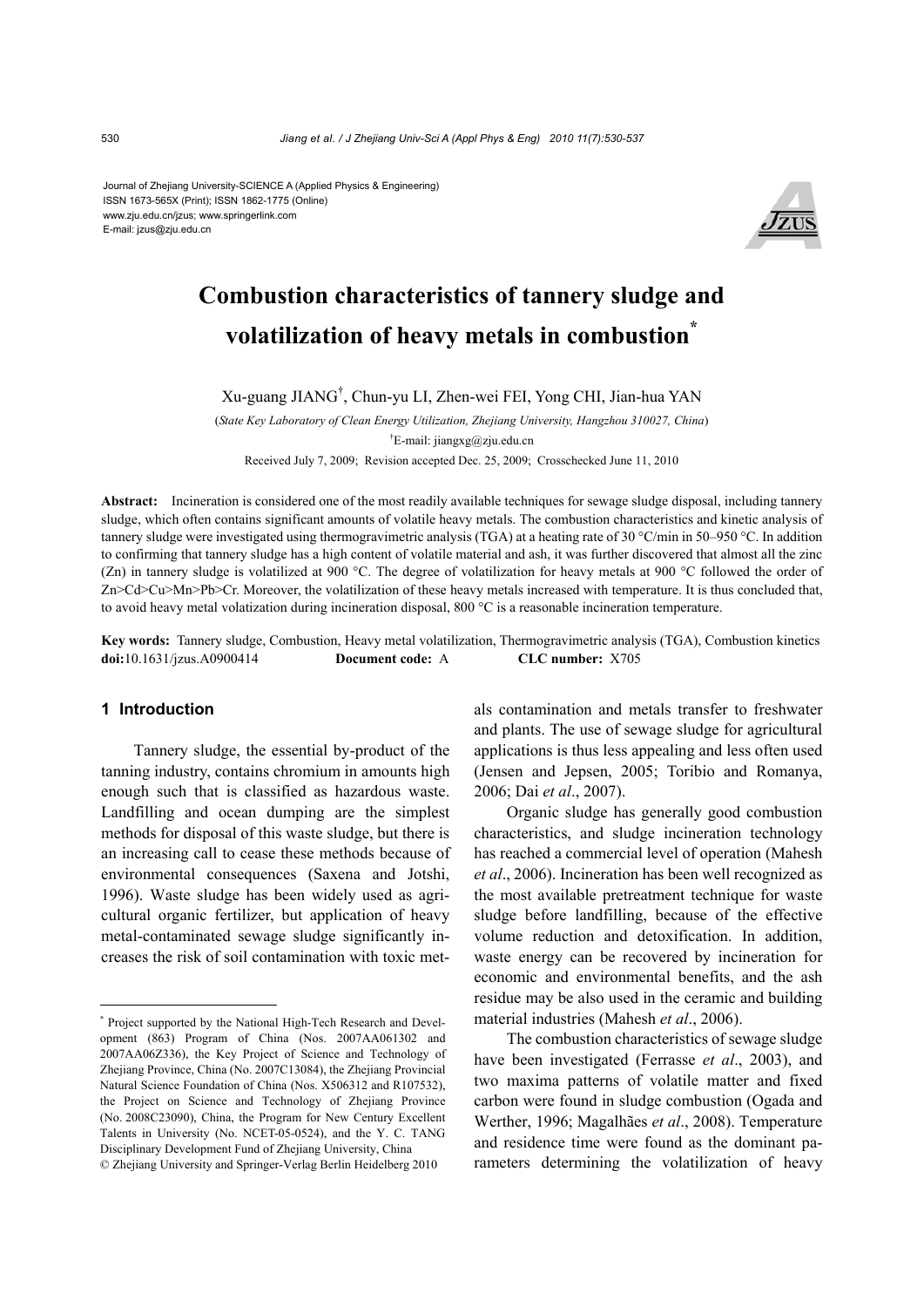Journal of Zhejiang University-SCIENCE A (Applied Physics & Engineering)
ISSN 1673-565X (Print); ISSN 1862-1775 (Online)
www.zju.edu.cn/jzus; www.springerlink.com
E-mail: jzus@zju.edu.cn

# Combustion characteristics of tannery sludge and volatilization of heavy metals in combustion*

Xu-guang JIANG†, Chun-yu LI, Zhen-wei FEI, Yong CHI, Jian-hua YAN

(*State Key Laboratory of Clean Energy Utilization, Zhejiang University, Hangzhou 310027, China*)

†E-mail: jiangxg@zju.edu.cn

Received July 7, 2009; Revision accepted Dec. 25, 2009; Crosschecked June 11, 2010

**Abstract:** Incineration is considered one of the most readily available techniques for sewage sludge disposal, including tannery sludge, which often contains significant amounts of volatile heavy metals. The combustion characteristics and kinetic analysis of tannery sludge were investigated using thermogravimetric analysis (TGA) at a heating rate of 30 °C/min in 50–950 °C. In addition to confirming that tannery sludge has a high content of volatile material and ash, it was further discovered that almost all the zinc (Zn) in tannery sludge is volatilized at 900 °C. The degree of volatilization for heavy metals at 900 °C followed the order of Zn>Cd>Cu>Mn>Pb>Cr. Moreover, the volatilization of these heavy metals increased with temperature. It is thus concluded that, to avoid heavy metal volatization during incineration disposal, 800 °C is a reasonable incineration temperature.

**Key words:** Tannery sludge, Combustion, Heavy metal volatilization, Thermogravimetric analysis (TGA), Combustion kinetics
**doi:**10.1631/jzus.A0900414 **Document code:** A **CLC number:** X705

## 1 Introduction

Tannery sludge, the essential by-product of the tanning industry, contains chromium in amounts high enough such that is classified as hazardous waste. Landfilling and ocean dumping are the simplest methods for disposal of this waste sludge, but there is an increasing call to cease these methods because of environmental consequences (Saxena and Jotshi, 1996). Waste sludge has been widely used as agricultural organic fertilizer, but application of heavy metal-contaminated sewage sludge significantly increases the risk of soil contamination with toxic metals contamination and metals transfer to freshwater and plants. The use of sewage sludge for agricultural applications is thus less appealing and less often used (Jensen and Jepsen, 2005; Toribio and Romanya, 2006; Dai *et al*., 2007).

Organic sludge has generally good combustion characteristics, and sludge incineration technology has reached a commercial level of operation (Mahesh *et al*., 2006). Incineration has been well recognized as the most available pretreatment technique for waste sludge before landfilling, because of the effective volume reduction and detoxification. In addition, waste energy can be recovered by incineration for economic and environmental benefits, and the ash residue may be also used in the ceramic and building material industries (Mahesh *et al*., 2006).

The combustion characteristics of sewage sludge have been investigated (Ferrasse *et al*., 2003), and two maxima patterns of volatile matter and fixed carbon were found in sludge combustion (Ogada and Werther, 1996; Magalhães *et al*., 2008). Temperature and residence time were found as the dominant parameters determining the volatilization of heavy

---

* Project supported by the National High-Tech Research and Development (863) Program of China (Nos. 2007AA061302 and 2007AA06Z336), the Key Project of Science and Technology of Zhejiang Province, China (No. 2007C13084), the Zhejiang Provincial Natural Science Foundation of China (Nos. X506312 and R107532), the Project on Science and Technology of Zhejiang Province (No. 2008C23090), China, the Program for New Century Excellent Talents in University (No. NCET-05-0524), and the Y. C. TANG Disciplinary Development Fund of Zhejiang University, China
© Zhejiang University and Springer-Verlag Berlin Heidelberg 2010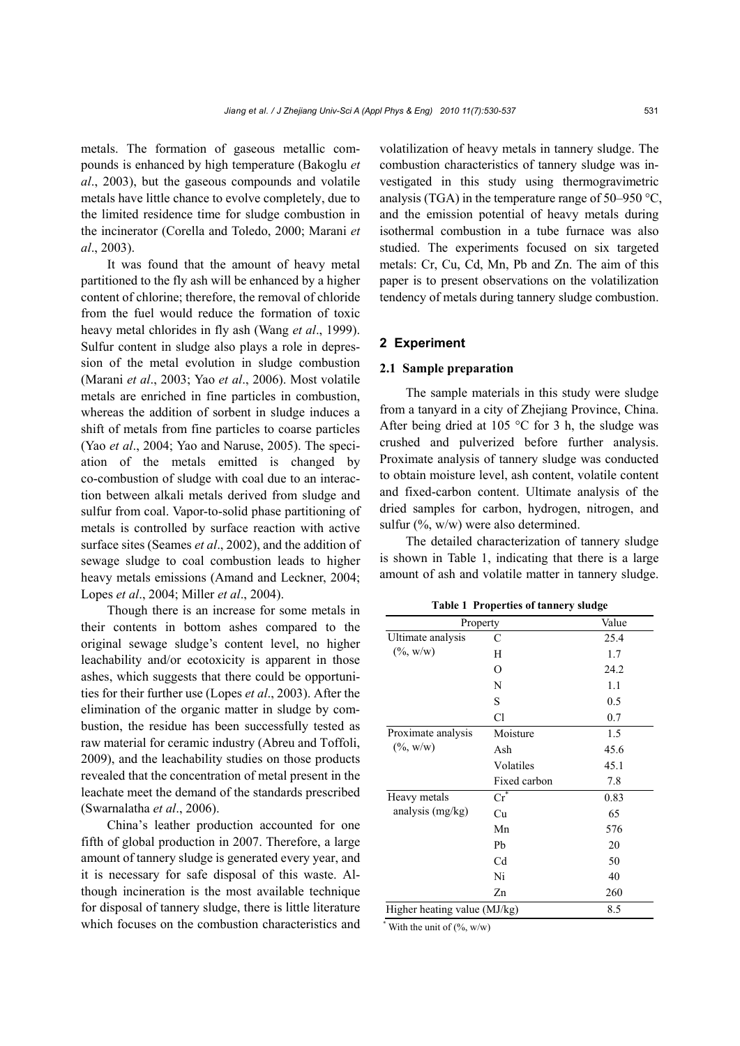metals. The formation of gaseous metallic compounds is enhanced by high temperature (Bakoglu *et al*., 2003), but the gaseous compounds and volatile metals have little chance to evolve completely, due to the limited residence time for sludge combustion in the incinerator (Corella and Toledo, 2000; Marani *et al*., 2003).

It was found that the amount of heavy metal partitioned to the fly ash will be enhanced by a higher content of chlorine; therefore, the removal of chloride from the fuel would reduce the formation of toxic heavy metal chlorides in fly ash (Wang *et al*., 1999). Sulfur content in sludge also plays a role in depression of the metal evolution in sludge combustion (Marani *et al*., 2003; Yao *et al*., 2006). Most volatile metals are enriched in fine particles in combustion, whereas the addition of sorbent in sludge induces a shift of metals from fine particles to coarse particles (Yao *et al*., 2004; Yao and Naruse, 2005). The speciation of the metals emitted is changed by co-combustion of sludge with coal due to an interaction between alkali metals derived from sludge and sulfur from coal. Vapor-to-solid phase partitioning of metals is controlled by surface reaction with active surface sites (Seames *et al*., 2002), and the addition of sewage sludge to coal combustion leads to higher heavy metals emissions (Amand and Leckner, 2004; Lopes *et al*., 2004; Miller *et al*., 2004).

Though there is an increase for some metals in their contents in bottom ashes compared to the original sewage sludge's content level, no higher leachability and/or ecotoxicity is apparent in those ashes, which suggests that there could be opportunities for their further use (Lopes *et al*., 2003). After the elimination of the organic matter in sludge by combustion, the residue has been successfully tested as raw material for ceramic industry (Abreu and Toffoli, 2009), and the leachability studies on those products revealed that the concentration of metal present in the leachate meet the demand of the standards prescribed (Swarnalatha *et al*., 2006).

China's leather production accounted for one fifth of global production in 2007. Therefore, a large amount of tannery sludge is generated every year, and it is necessary for safe disposal of this waste. Although incineration is the most available technique for disposal of tannery sludge, there is little literature which focuses on the combustion characteristics and volatilization of heavy metals in tannery sludge. The combustion characteristics of tannery sludge was investigated in this study using thermogravimetric analysis (TGA) in the temperature range of 50–950 °C, and the emission potential of heavy metals during isothermal combustion in a tube furnace was also studied. The experiments focused on six targeted metals: Cr, Cu, Cd, Mn, Pb and Zn. The aim of this paper is to present observations on the volatilization tendency of metals during tannery sludge combustion.

## 2 Experiment

### 2.1 Sample preparation

The sample materials in this study were sludge from a tanyard in a city of Zhejiang Province, China. After being dried at 105 °C for 3 h, the sludge was crushed and pulverized before further analysis. Proximate analysis of tannery sludge was conducted to obtain moisture level, ash content, volatile content and fixed-carbon content. Ultimate analysis of the dried samples for carbon, hydrogen, nitrogen, and sulfur (%, w/w) were also determined.

The detailed characterization of tannery sludge is shown in Table 1, indicating that there is a large amount of ash and volatile matter in tannery sludge.

**Table 1 Properties of tannery sludge**

| Property | | Value |
|---|---|---|
| Ultimate analysis (%, w/w) | C | 25.4 |
| | H | 1.7 |
| | O | 24.2 |
| | N | 1.1 |
| | S | 0.5 |
| | Cl | 0.7 |
| Proximate analysis (%, w/w) | Moisture | 1.5 |
| | Ash | 45.6 |
| | Volatiles | 45.1 |
| | Fixed carbon | 7.8 |
| Heavy metals analysis (mg/kg) | Cr* | 0.83 |
| | Cu | 65 |
| | Mn | 576 |
| | Pb | 20 |
| | Cd | 50 |
| | Ni | 40 |
| | Zn | 260 |
| Higher heating value (MJ/kg) | | 8.5 |

* With the unit of (%, w/w)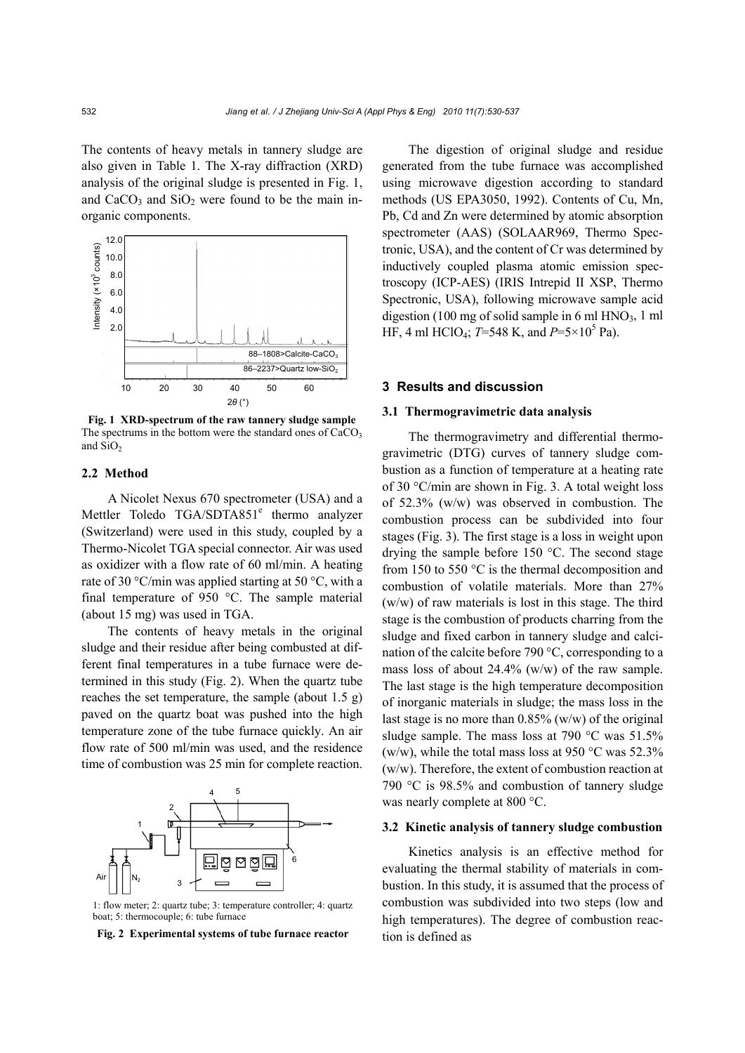The contents of heavy metals in tannery sludge are also given in Table 1. The X-ray diffraction (XRD) analysis of the original sludge is presented in Fig. 1, and $CaCO_3$ and $SiO_2$ were found to be the main inorganic components.

**Fig. 1 XRD-spectrum of the raw tannery sludge sample**
The spectrums in the bottom were the standard ones of $CaCO_3$ and $SiO_2$

### 2.2 Method

A Nicolet Nexus 670 spectrometer (USA) and a Mettler Toledo TGA/SDTA851[e] thermo analyzer (Switzerland) were used in this study, coupled by a Thermo-Nicolet TGA special connector. Air was used as oxidizer with a flow rate of 60 ml/min. A heating rate of 30 °C/min was applied starting at 50 °C, with a final temperature of 950 °C. The sample material (about 15 mg) was used in TGA.

The contents of heavy metals in the original sludge and their residue after being combusted at different final temperatures in a tube furnace were determined in this study (Fig. 2). When the quartz tube reaches the set temperature, the sample (about 1.5 g) paved on the quartz boat was pushed into the high temperature zone of the tube furnace quickly. An air flow rate of 500 ml/min was used, and the residence time of combustion was 25 min for complete reaction.

1: flow meter; 2: quartz tube; 3: temperature controller; 4: quartz boat; 5: thermocouple; 6: tube furnace

**Fig. 2 Experimental systems of tube furnace reactor**

The digestion of original sludge and residue generated from the tube furnace was accomplished using microwave digestion according to standard methods (US EPA3050, 1992). Contents of Cu, Mn, Pb, Cd and Zn were determined by atomic absorption spectrometer (AAS) (SOLAAR969, Thermo Spectronic, USA), and the content of Cr was determined by inductively coupled plasma atomic emission spectroscopy (ICP-AES) (IRIS Intrepid II XSP, Thermo Spectronic, USA), following microwave sample acid digestion (100 mg of solid sample in 6 ml $HNO_3$, 1 ml HF, 4 ml $HClO_4$; $T$=548 K, and $P=5\times10^5$ Pa).

## 3 Results and discussion

### 3.1 Thermogravimetric data analysis

The thermogravimetry and differential thermogravimetric (DTG) curves of tannery sludge combustion as a function of temperature at a heating rate of 30 °C/min are shown in Fig. 3. A total weight loss of 52.3% (w/w) was observed in combustion. The combustion process can be subdivided into four stages (Fig. 3). The first stage is a loss in weight upon drying the sample before 150 °C. The second stage from 150 to 550 °C is the thermal decomposition and combustion of volatile materials. More than 27% (w/w) of raw materials is lost in this stage. The third stage is the combustion of products charring from the sludge and fixed carbon in tannery sludge and calcination of the calcite before 790 °C, corresponding to a mass loss of about 24.4% (w/w) of the raw sample. The last stage is the high temperature decomposition of inorganic materials in sludge; the mass loss in the last stage is no more than 0.85% (w/w) of the original sludge sample. The mass loss at 790 °C was 51.5% (w/w), while the total mass loss at 950 °C was 52.3% (w/w). Therefore, the extent of combustion reaction at 790 °C is 98.5% and combustion of tannery sludge was nearly complete at 800 °C.

### 3.2 Kinetic analysis of tannery sludge combustion

Kinetics analysis is an effective method for evaluating the thermal stability of materials in combustion. In this study, it is assumed that the process of combustion was subdivided into two steps (low and high temperatures). The degree of combustion reaction is defined as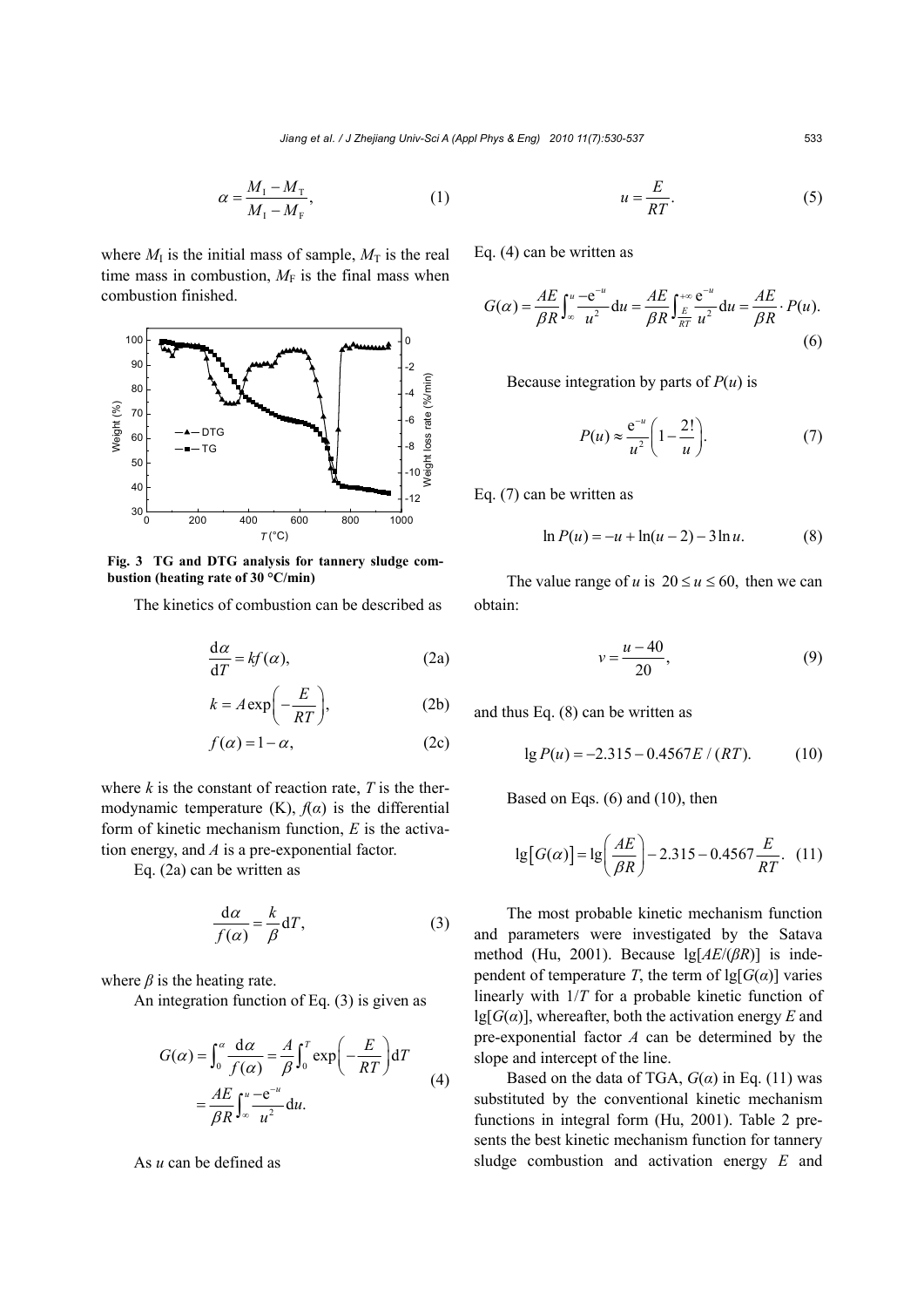$$\alpha = \frac{M_\mathrm{I} - M_\mathrm{T}}{M_\mathrm{I} - M_\mathrm{F}}, \tag{1}$$

where $M_\mathrm{I}$ is the initial mass of sample, $M_\mathrm{T}$ is the real time mass in combustion, $M_\mathrm{F}$ is the final mass when combustion finished.

**Fig. 3 TG and DTG analysis for tannery sludge combustion (heating rate of 30 °C/min)**

The kinetics of combustion can be described as

$$\frac{\mathrm{d}\alpha}{\mathrm{d}T} = kf(\alpha), \tag{2a}$$

$$k = A\exp\left(-\frac{E}{RT}\right), \tag{2b}$$

$$f(\alpha) = 1 - \alpha, \tag{2c}$$

where $k$ is the constant of reaction rate, $T$ is the thermodynamic temperature (K), $f(\alpha)$ is the differential form of kinetic mechanism function, $E$ is the activation energy, and $A$ is a pre-exponential factor.

Eq. (2a) can be written as

$$\frac{\mathrm{d}\alpha}{f(\alpha)} = \frac{k}{\beta}\mathrm{d}T, \tag{3}$$

where $\beta$ is the heating rate.

An integration function of Eq. (3) is given as

$$G(\alpha) = \int_0^\alpha \frac{\mathrm{d}\alpha}{f(\alpha)} = \frac{A}{\beta}\int_0^T \exp\left(-\frac{E}{RT}\right)\mathrm{d}T = \frac{AE}{\beta R}\int_\infty^u \frac{-\mathrm{e}^{-u}}{u^2}\mathrm{d}u. \tag{4}$$

As $u$ can be defined as

$$u = \frac{E}{RT}. \tag{5}$$

Eq. (4) can be written as

$$G(\alpha) = \frac{AE}{\beta R}\int_\infty^u \frac{-\mathrm{e}^{-u}}{u^2}\mathrm{d}u = \frac{AE}{\beta R}\int_{\frac{E}{RT}}^{+\infty} \frac{\mathrm{e}^{-u}}{u^2}\mathrm{d}u = \frac{AE}{\beta R}\cdot P(u). \tag{6}$$

Because integration by parts of $P(u)$ is

$$P(u) \approx \frac{\mathrm{e}^{-u}}{u^2}\left(1 - \frac{2!}{u}\right). \tag{7}$$

Eq. (7) can be written as

$$\ln P(u) = -u + \ln(u-2) - 3\ln u. \tag{8}$$

The value range of $u$ is $20 \le u \le 60$, then we can obtain:

$$v = \frac{u-40}{20}, \tag{9}$$

and thus Eq. (8) can be written as

$$\lg P(u) = -2.315 - 0.4567E/(RT). \tag{10}$$

Based on Eqs. (6) and (10), then

$$\lg\left[G(\alpha)\right] = \lg\left(\frac{AE}{\beta R}\right) - 2.315 - 0.4567\frac{E}{RT}. \tag{11}$$

The most probable kinetic mechanism function and parameters were investigated by the Satava method (Hu, 2001). Because $\lg[AE/(\beta R)]$ is independent of temperature $T$, the term of $\lg[G(\alpha)]$ varies linearly with $1/T$ for a probable kinetic function of $\lg[G(\alpha)]$, whereafter, both the activation energy $E$ and pre-exponential factor $A$ can be determined by the slope and intercept of the line.

Based on the data of TGA, $G(\alpha)$ in Eq. (11) was substituted by the conventional kinetic mechanism functions in integral form (Hu, 2001). Table 2 presents the best kinetic mechanism function for tannery sludge combustion and activation energy $E$ and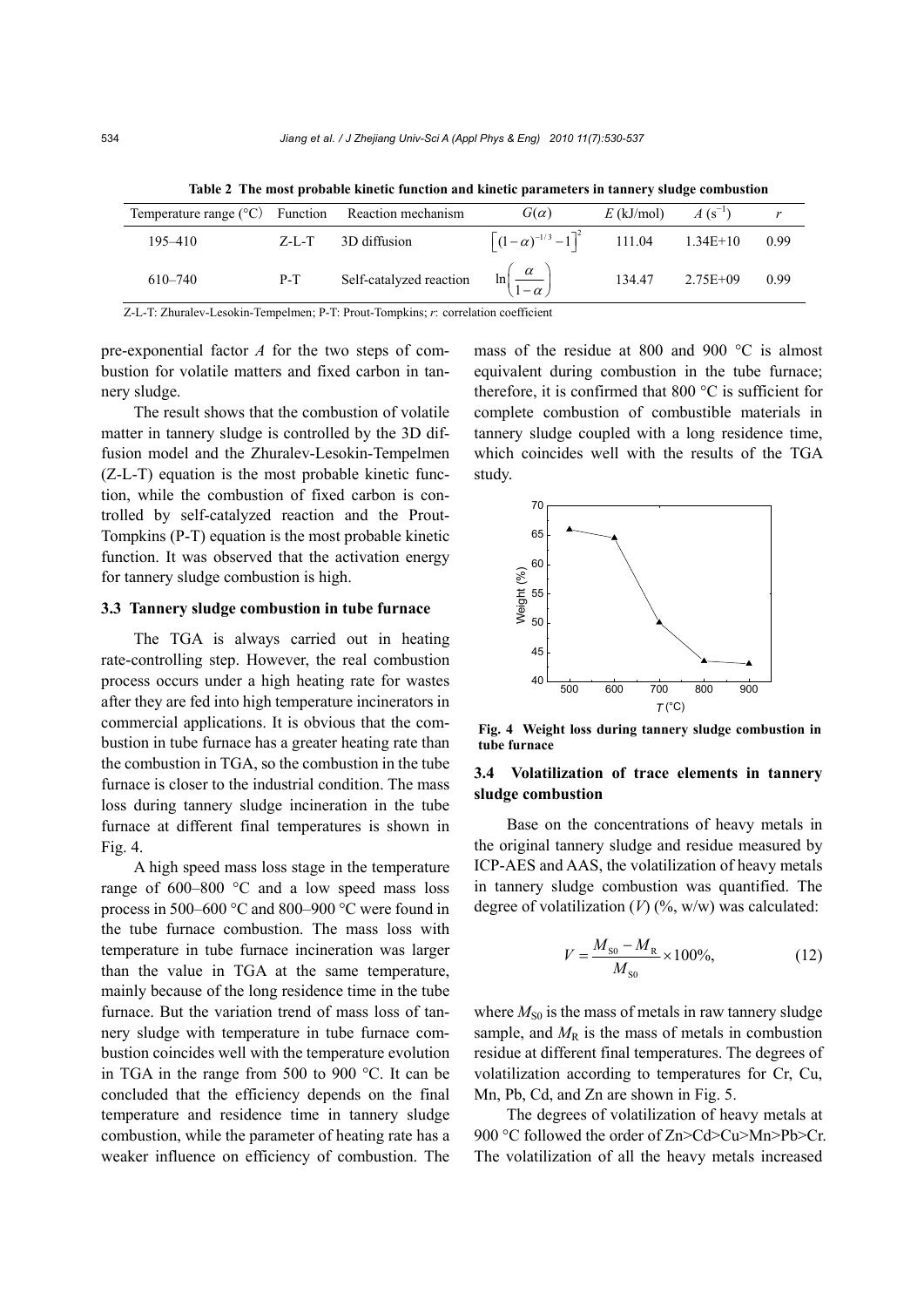**Table 2 The most probable kinetic function and kinetic parameters in tannery sludge combustion**

| Temperature range (°C) | Function | Reaction mechanism | $G(\alpha)$ | $E$ (kJ/mol) | $A$ ($s^{-1}$) | $r$ |
|---|---|---|---|---|---|---|
| 195–410 | Z-L-T | 3D diffusion | $\left[(1-\alpha)^{-1/3}-1\right]^2$ | 111.04 | 1.34E+10 | 0.99 |
| 610–740 | P-T | Self-catalyzed reaction | $\ln\left(\frac{\alpha}{1-\alpha}\right)$ | 134.47 | 2.75E+09 | 0.99 |

Z-L-T: Zhuralev-Lesokin-Tempelmen; P-T: Prout-Tompkins; $r$: correlation coefficient

pre-exponential factor $A$ for the two steps of combustion for volatile matters and fixed carbon in tannery sludge.

The result shows that the combustion of volatile matter in tannery sludge is controlled by the 3D diffusion model and the Zhuralev-Lesokin-Tempelmen (Z-L-T) equation is the most probable kinetic function, while the combustion of fixed carbon is controlled by self-catalyzed reaction and the Prout-Tompkins (P-T) equation is the most probable kinetic function. It was observed that the activation energy for tannery sludge combustion is high.

### 3.3 Tannery sludge combustion in tube furnace

The TGA is always carried out in heating rate-controlling step. However, the real combustion process occurs under a high heating rate for wastes after they are fed into high temperature incinerators in commercial applications. It is obvious that the combustion in tube furnace has a greater heating rate than the combustion in TGA, so the combustion in the tube furnace is closer to the industrial condition. The mass loss during tannery sludge incineration in the tube furnace at different final temperatures is shown in Fig. 4.

A high speed mass loss stage in the temperature range of 600–800 °C and a low speed mass loss process in 500–600 °C and 800–900 °C were found in the tube furnace combustion. The mass loss with temperature in tube furnace incineration was larger than the value in TGA at the same temperature, mainly because of the long residence time in the tube furnace. But the variation trend of mass loss of tannery sludge with temperature in tube furnace combustion coincides well with the temperature evolution in TGA in the range from 500 to 900 °C. It can be concluded that the efficiency depends on the final temperature and residence time in tannery sludge combustion, while the parameter of heating rate has a weaker influence on efficiency of combustion. The mass of the residue at 800 and 900 °C is almost equivalent during combustion in the tube furnace; therefore, it is confirmed that 800 °C is sufficient for complete combustion of combustible materials in tannery sludge coupled with a long residence time, which coincides well with the results of the TGA study.

**Fig. 4 Weight loss during tannery sludge combustion in tube furnace**

### 3.4 Volatilization of trace elements in tannery sludge combustion

Base on the concentrations of heavy metals in the original tannery sludge and residue measured by ICP-AES and AAS, the volatilization of heavy metals in tannery sludge combustion was quantified. The degree of volatilization ($V$) (%, w/w) was calculated:

$$V = \frac{M_{S0} - M_R}{M_{S0}} \times 100\%, \tag{12}$$

where $M_{S0}$ is the mass of metals in raw tannery sludge sample, and $M_R$ is the mass of metals in combustion residue at different final temperatures. The degrees of volatilization according to temperatures for Cr, Cu, Mn, Pb, Cd, and Zn are shown in Fig. 5.

The degrees of volatilization of heavy metals at 900 °C followed the order of Zn>Cd>Cu>Mn>Pb>Cr. The volatilization of all the heavy metals increased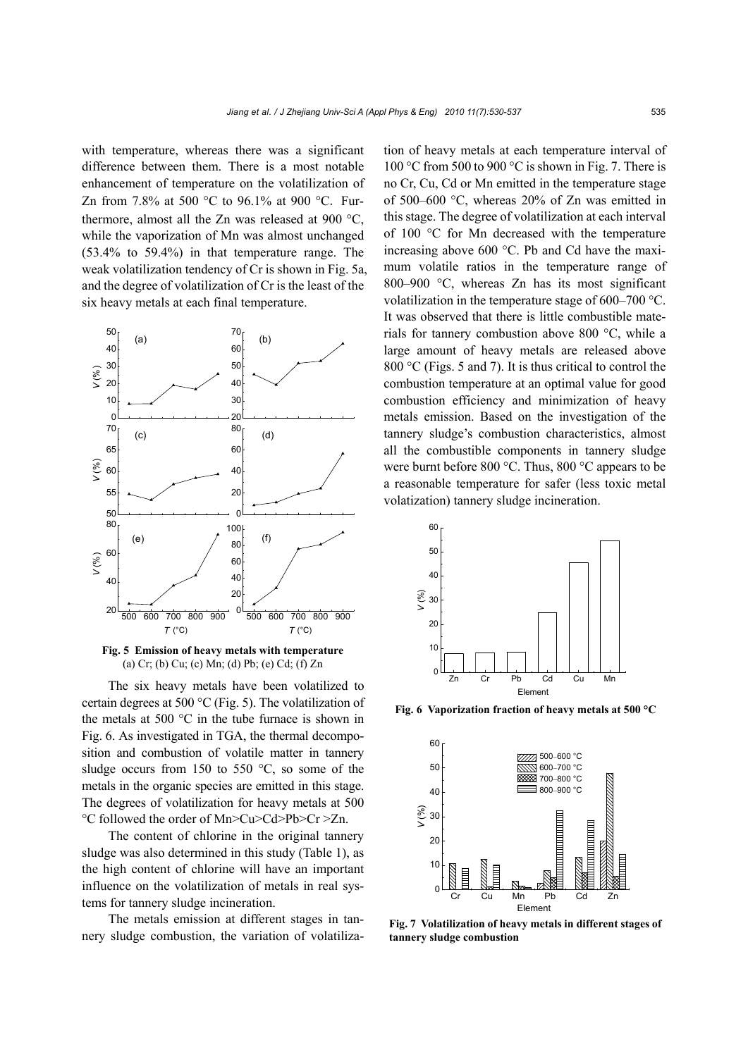with temperature, whereas there was a significant difference between them. There is a most notable enhancement of temperature on the volatilization of Zn from 7.8% at 500 °C to 96.1% at 900 °C. Furthermore, almost all the Zn was released at 900 °C, while the vaporization of Mn was almost unchanged (53.4% to 59.4%) in that temperature range. The weak volatilization tendency of Cr is shown in Fig. 5a, and the degree of volatilization of Cr is the least of the six heavy metals at each final temperature.

**Fig. 5 Emission of heavy metals with temperature**
(a) Cr; (b) Cu; (c) Mn; (d) Pb; (e) Cd; (f) Zn

The six heavy metals have been volatilized to certain degrees at 500 °C (Fig. 5). The volatilization of the metals at 500 °C in the tube furnace is shown in Fig. 6. As investigated in TGA, the thermal decomposition and combustion of volatile matter in tannery sludge occurs from 150 to 550 °C, so some of the metals in the organic species are emitted in this stage. The degrees of volatilization for heavy metals at 500 °C followed the order of Mn>Cu>Cd>Pb>Cr >Zn.

The content of chlorine in the original tannery sludge was also determined in this study (Table 1), as the high content of chlorine will have an important influence on the volatilization of metals in real systems for tannery sludge incineration.

The metals emission at different stages in tannery sludge combustion, the variation of volatilization of heavy metals at each temperature interval of 100 °C from 500 to 900 °C is shown in Fig. 7. There is no Cr, Cu, Cd or Mn emitted in the temperature stage of 500–600 °C, whereas 20% of Zn was emitted in this stage. The degree of volatilization at each interval of 100 °C for Mn decreased with the temperature increasing above 600 °C. Pb and Cd have the maximum volatile ratios in the temperature range of 800–900 °C, whereas Zn has its most significant volatilization in the temperature stage of 600–700 °C. It was observed that there is little combustible materials for tannery combustion above 800 °C, while a large amount of heavy metals are released above 800 °C (Figs. 5 and 7). It is thus critical to control the combustion temperature at an optimal value for good combustion efficiency and minimization of heavy metals emission. Based on the investigation of the tannery sludge's combustion characteristics, almost all the combustible components in tannery sludge were burnt before 800 °C. Thus, 800 °C appears to be a reasonable temperature for safer (less toxic metal volatization) tannery sludge incineration.

**Fig. 6 Vaporization fraction of heavy metals at 500 °C**

**Fig. 7 Volatilization of heavy metals in different stages of tannery sludge combustion**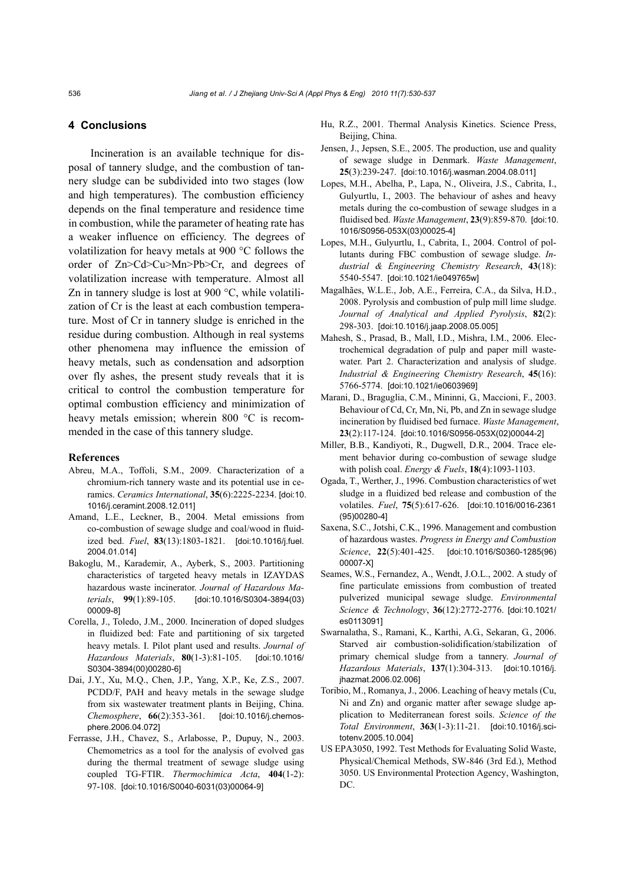## 4 Conclusions

Incineration is an available technique for disposal of tannery sludge, and the combustion of tannery sludge can be subdivided into two stages (low and high temperatures). The combustion efficiency depends on the final temperature and residence time in combustion, while the parameter of heating rate has a weaker influence on efficiency. The degrees of volatilization for heavy metals at 900 °C follows the order of Zn>Cd>Cu>Mn>Pb>Cr, and degrees of volatilization increase with temperature. Almost all Zn in tannery sludge is lost at 900 °C, while volatilization of Cr is the least at each combustion temperature. Most of Cr in tannery sludge is enriched in the residue during combustion. Although in real systems other phenomena may influence the emission of heavy metals, such as condensation and adsorption over fly ashes, the present study reveals that it is critical to control the combustion temperature for optimal combustion efficiency and minimization of heavy metals emission; wherein 800 °C is recommended in the case of this tannery sludge.

### References

Abreu, M.A., Toffoli, S.M., 2009. Characterization of a chromium-rich tannery waste and its potential use in ceramics. *Ceramics International*, **35**(6):2225-2234. [doi:10.1016/j.ceramint.2008.12.011]

Amand, L.E., Leckner, B., 2004. Metal emissions from co-combustion of sewage sludge and coal/wood in fluidized bed. *Fuel*, **83**(13):1803-1821. [doi:10.1016/j.fuel.2004.01.014]

Bakoglu, M., Karademir, A., Ayberk, S., 2003. Partitioning characteristics of targeted heavy metals in IZAYDAS hazardous waste incinerator. *Journal of Hazardous Materials*, **99**(1):89-105. [doi:10.1016/S0304-3894(03)00009-8]

Corella, J., Toledo, J.M., 2000. Incineration of doped sludges in fluidized bed: Fate and partitioning of six targeted heavy metals. I. Pilot plant used and results. *Journal of Hazardous Materials*, **80**(1-3):81-105. [doi:10.1016/S0304-3894(00)00280-6]

Dai, J.Y., Xu, M.Q., Chen, J.P., Yang, X.P., Ke, Z.S., 2007. PCDD/F, PAH and heavy metals in the sewage sludge from six wastewater treatment plants in Beijing, China. *Chemosphere*, **66**(2):353-361. [doi:10.1016/j.chemosphere.2006.04.072]

Ferrasse, J.H., Chavez, S., Arlabosse, P., Dupuy, N., 2003. Chemometrics as a tool for the analysis of evolved gas during the thermal treatment of sewage sludge using coupled TG-FTIR. *Thermochimica Acta*, **404**(1-2):97-108. [doi:10.1016/S0040-6031(03)00064-9]

Hu, R.Z., 2001. Thermal Analysis Kinetics. Science Press, Beijing, China.

Jensen, J., Jepsen, S.E., 2005. The production, use and quality of sewage sludge in Denmark. *Waste Management*, **25**(3):239-247. [doi:10.1016/j.wasman.2004.08.011]

Lopes, M.H., Abelha, P., Lapa, N., Oliveira, J.S., Cabrita, I., Gulyurtlu, I., 2003. The behaviour of ashes and heavy metals during the co-combustion of sewage sludges in a fluidised bed. *Waste Management*, **23**(9):859-870. [doi:10.1016/S0956-053X(03)00025-4]

Lopes, M.H., Gulyurtlu, I., Cabrita, I., 2004. Control of pollutants during FBC combustion of sewage sludge. *Industrial & Engineering Chemistry Research*, **43**(18):5540-5547. [doi:10.1021/ie049765w]

Magalhães, W.L.E., Job, A.E., Ferreira, C.A., da Silva, H.D., 2008. Pyrolysis and combustion of pulp mill lime sludge. *Journal of Analytical and Applied Pyrolysis*, **82**(2):298-303. [doi:10.1016/j.jaap.2008.05.005]

Mahesh, S., Prasad, B., Mall, I.D., Mishra, I.M., 2006. Electrochemical degradation of pulp and paper mill wastewater. Part 2. Characterization and analysis of sludge. *Industrial & Engineering Chemistry Research*, **45**(16):5766-5774. [doi:10.1021/ie0603969]

Marani, D., Braguglia, C.M., Mininni, G., Maccioni, F., 2003. Behaviour of Cd, Cr, Mn, Ni, Pb, and Zn in sewage sludge incineration by fluidised bed furnace. *Waste Management*, **23**(2):117-124. [doi:10.1016/S0956-053X(02)00044-2]

Miller, B.B., Kandiyoti, R., Dugwell, D.R., 2004. Trace element behavior during co-combustion of sewage sludge with polish coal. *Energy & Fuels*, **18**(4):1093-1103.

Ogada, T., Werther, J., 1996. Combustion characteristics of wet sludge in a fluidized bed release and combustion of the volatiles. *Fuel*, **75**(5):617-626. [doi:10.1016/0016-2361(95)00280-4]

Saxena, S.C., Jotshi, C.K., 1996. Management and combustion of hazardous wastes. *Progress in Energy and Combustion Science*, **22**(5):401-425. [doi:10.1016/S0360-1285(96)00007-X]

Seames, W.S., Fernandez, A., Wendt, J.O.L., 2002. A study of fine particulate emissions from combustion of treated pulverized municipal sewage sludge. *Environmental Science & Technology*, **36**(12):2772-2776. [doi:10.1021/es0113091]

Swarnalatha, S., Ramani, K., Karthi, A.G., Sekaran, G., 2006. Starved air combustion-solidification/stabilization of primary chemical sludge from a tannery. *Journal of Hazardous Materials*, **137**(1):304-313. [doi:10.1016/j.jhazmat.2006.02.006]

Toribio, M., Romanya, J., 2006. Leaching of heavy metals (Cu, Ni and Zn) and organic matter after sewage sludge application to Mediterranean forest soils. *Science of the Total Environment*, **363**(1-3):11-21. [doi:10.1016/j.scitotenv.2005.10.004]

US EPA3050, 1992. Test Methods for Evaluating Solid Waste, Physical/Chemical Methods, SW-846 (3rd Ed.), Method 3050. US Environmental Protection Agency, Washington, DC.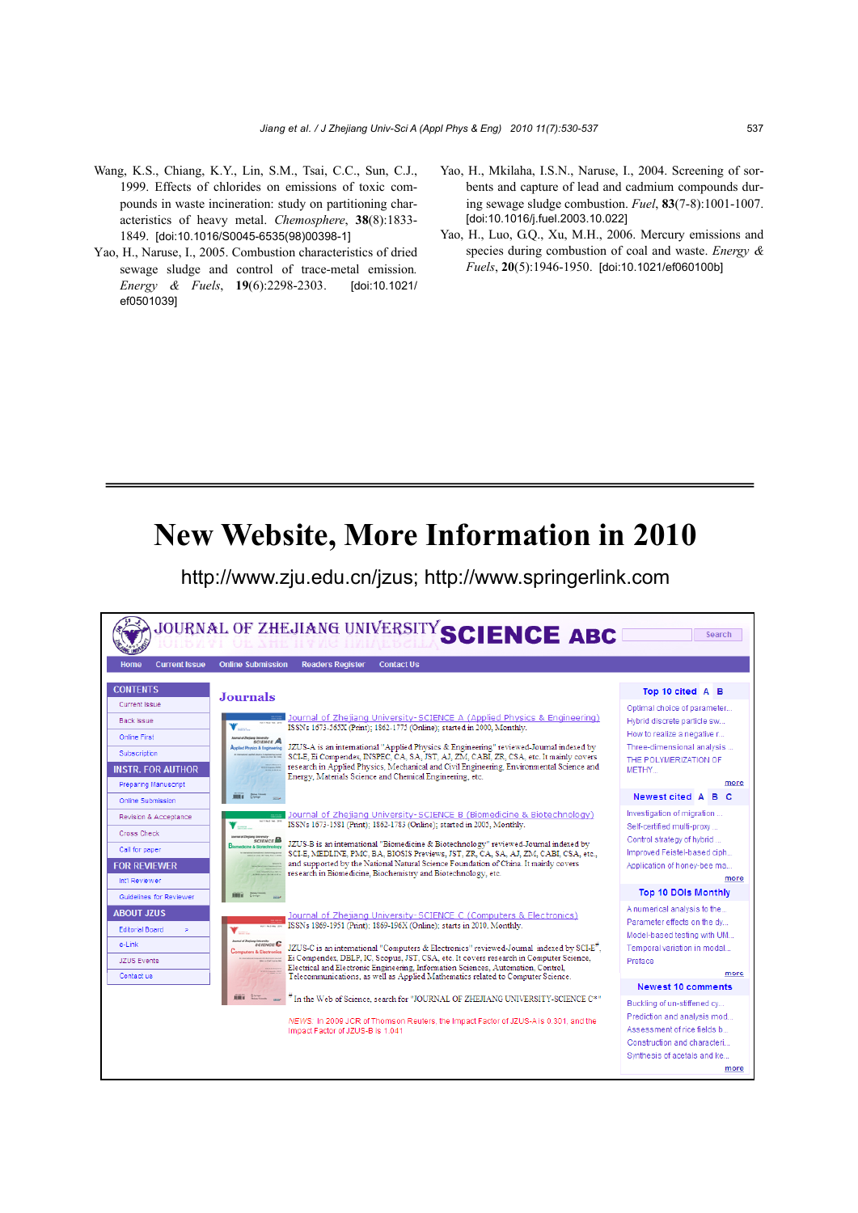Wang, K.S., Chiang, K.Y., Lin, S.M., Tsai, C.C., Sun, C.J., 1999. Effects of chlorides on emissions of toxic compounds in waste incineration: study on partitioning characteristics of heavy metal. *Chemosphere*, **38**(8):1833-1849. [doi:10.1016/S0045-6535(98)00398-1]

Yao, H., Naruse, I., 2005. Combustion characteristics of dried sewage sludge and control of trace-metal emission. *Energy & Fuels*, **19**(6):2298-2303. [doi:10.1021/ef0501039]

Yao, H., Mkilaha, I.S.N., Naruse, I., 2004. Screening of sorbents and capture of lead and cadmium compounds during sewage sludge combustion. *Fuel*, **83**(7-8):1001-1007. [doi:10.1016/j.fuel.2003.10.022]

Yao, H., Luo, G.Q., Xu, M.H., 2006. Mercury emissions and species during combustion of coal and waste. *Energy & Fuels*, **20**(5):1946-1950. [doi:10.1021/ef060100b]

# New Website, More Information in 2010

http://www.zju.edu.cn/jzus; http://www.springerlink.com